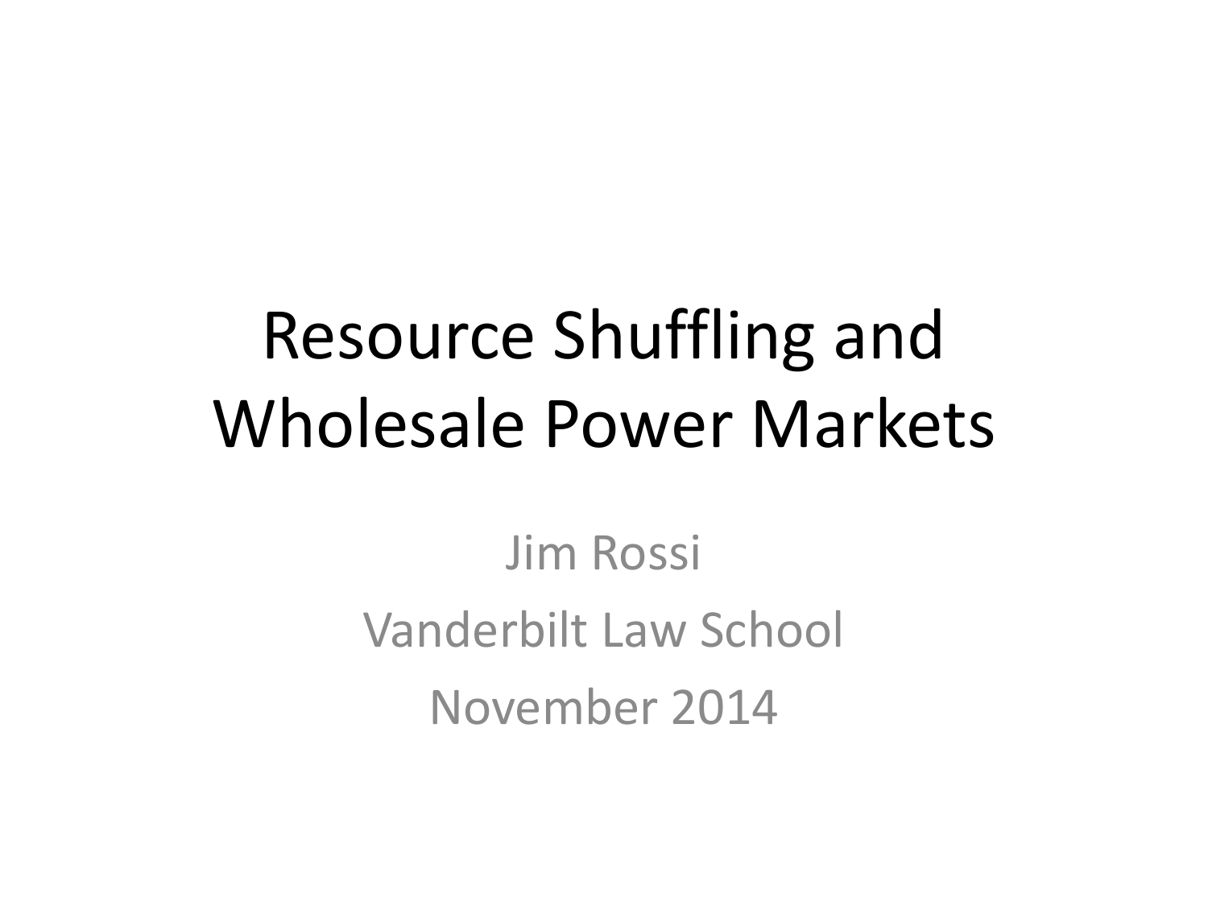# Resource Shuffling and Wholesale Power Markets

Jim Rossi

Vanderbilt Law School

November 2014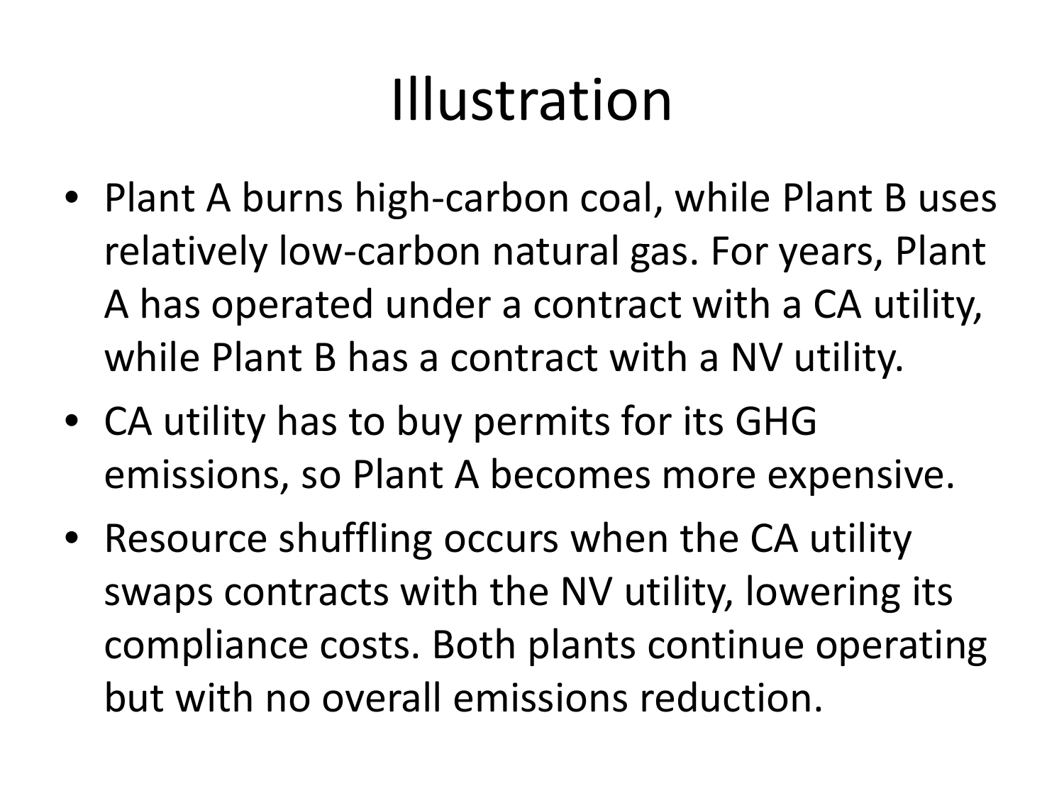# Illustration

- Plant A burns high-carbon coal, while Plant B uses relatively low-carbon natural gas. For years, Plant A has operated under a contract with a CA utility, while Plant B has a contract with a NV utility.
- CA utility has to buy permits for its GHG emissions, so Plant A becomes more expensive.
- Resource shuffling occurs when the CA utility swaps contracts with the NV utility, lowering its compliance costs. Both plants continue operating but with no overall emissions reduction.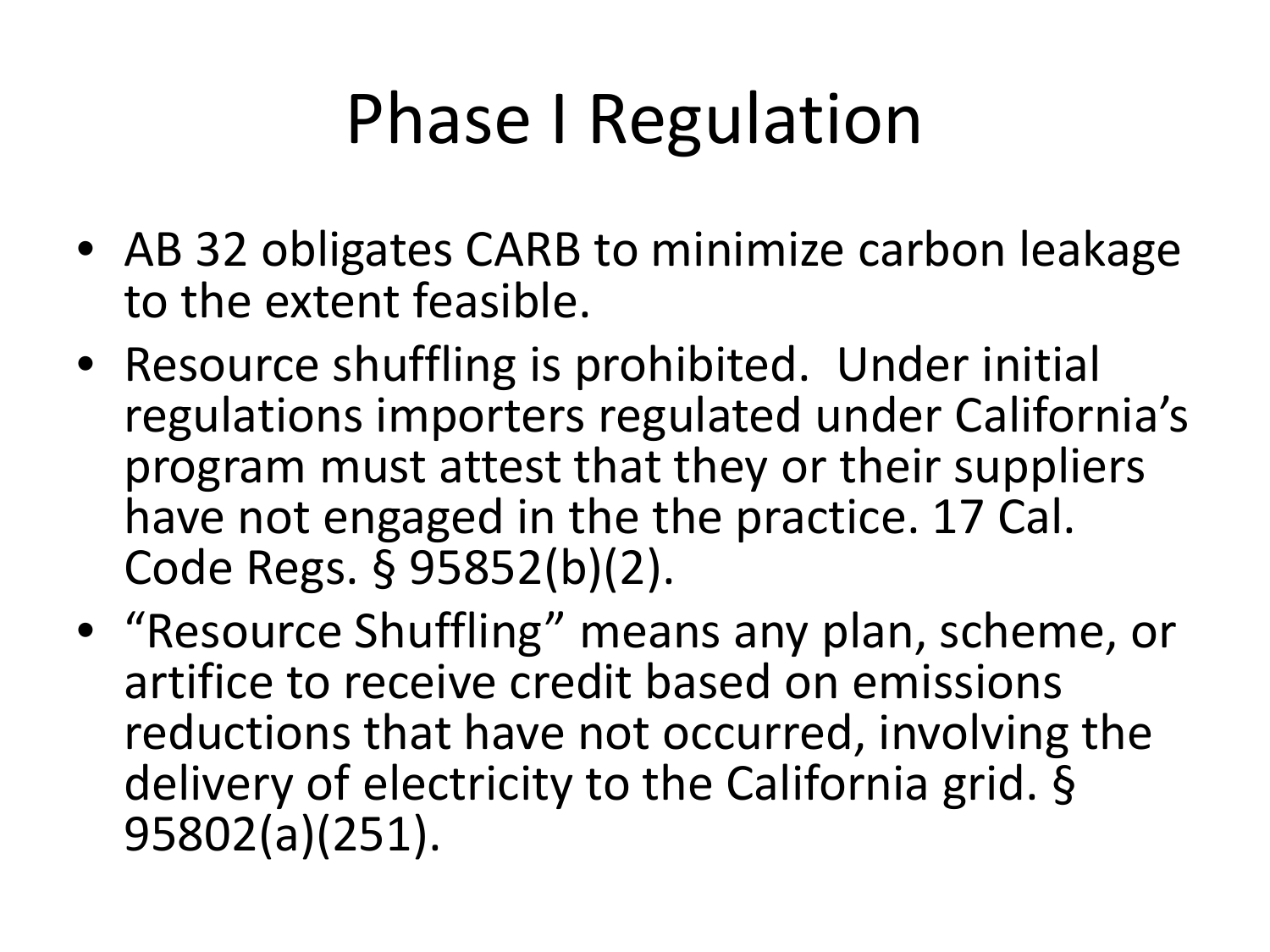# Phase I Regulation

- AB 32 obligates CARB to minimize carbon leakage to the extent feasible.
- Resource shuffling is prohibited. Under initial regulations importers regulated under California's program must attest that they or their suppliers have not engaged in the the practice. 17 Cal. Code Regs. § 95852(b)(2).
- "Resource Shuffling" means any plan, scheme, or artifice to receive credit based on emissions reductions that have not occurred, involving the delivery of electricity to the California grid. § 95802(a)(251).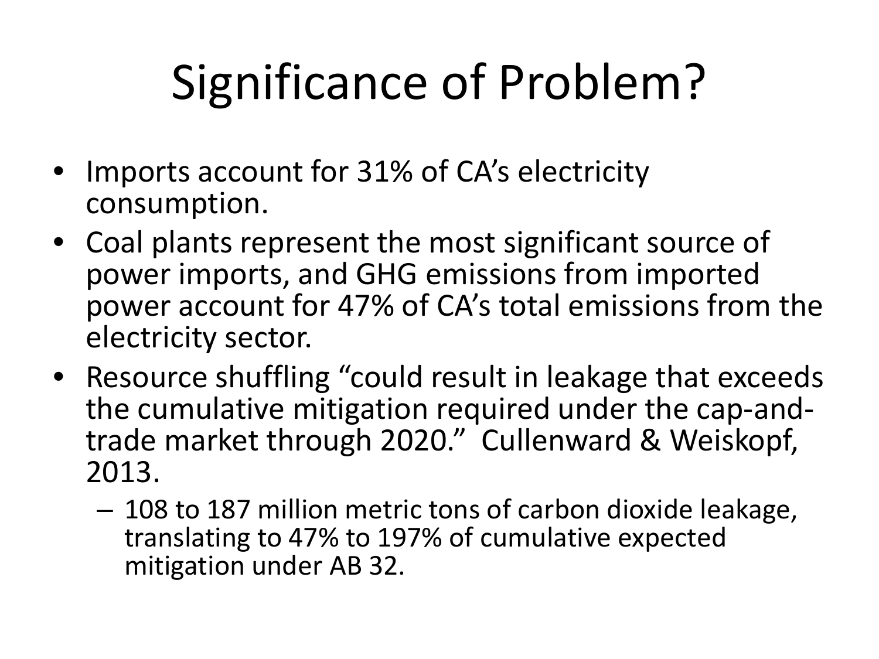# Significance of Problem?

- Imports account for 31% of CA's electricity consumption.
- Coal plants represent the most significant source of power imports, and GHG emissions from imported power account for 47% of CA's total emissions from the electricity sector.
- Resource shuffling "could result in leakage that exceeds the cumulative mitigation required under the cap-and-trade market through 2020." Cullenward & Weiskopf, 2013.
  - 108 to 187 million metric tons of carbon dioxide leakage, translating to 47% to 197% of cumulative expected mitigation under AB 32.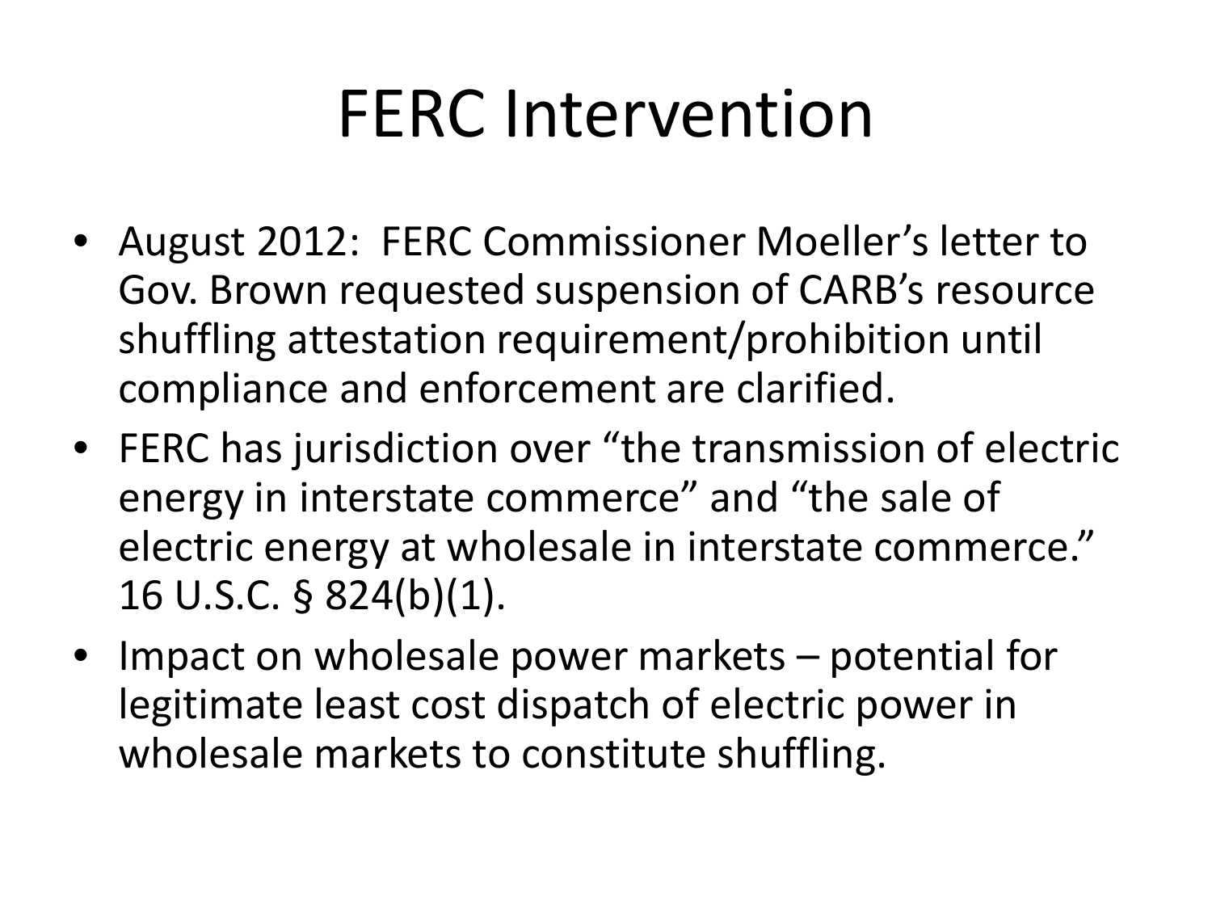# FERC Intervention

- August 2012: FERC Commissioner Moeller's letter to Gov. Brown requested suspension of CARB's resource shuffling attestation requirement/prohibition until compliance and enforcement are clarified.
- FERC has jurisdiction over "the transmission of electric energy in interstate commerce" and "the sale of electric energy at wholesale in interstate commerce." 16 U.S.C. § 824(b)(1).
- Impact on wholesale power markets – potential for legitimate least cost dispatch of electric power in wholesale markets to constitute shuffling.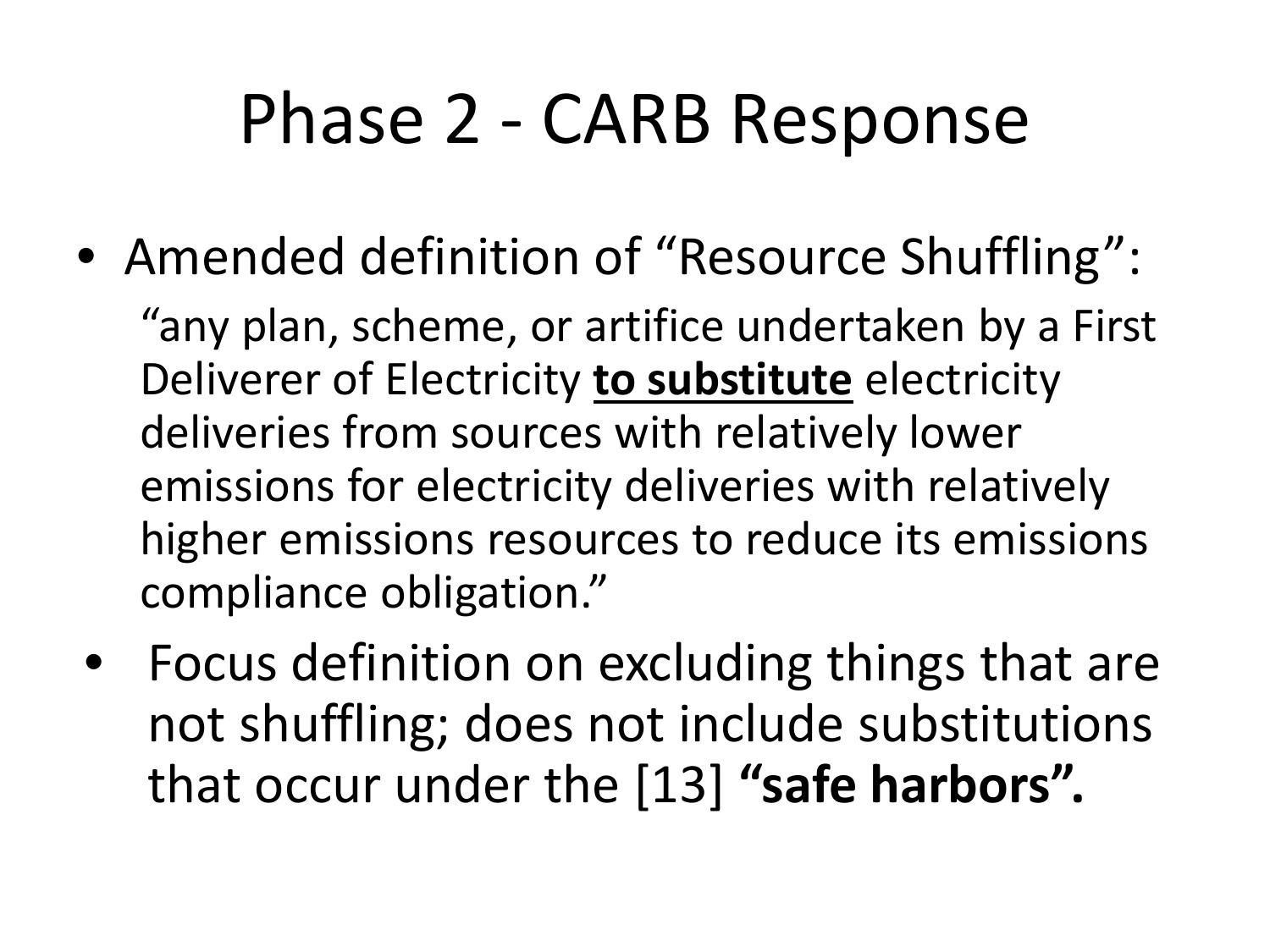# Phase 2 - CARB Response

- Amended definition of “Resource Shuffling”:

  “any plan, scheme, or artifice undertaken by a First Deliverer of Electricity **<u>to substitute</u>** electricity deliveries from sources with relatively lower emissions for electricity deliveries with relatively higher emissions resources to reduce its emissions compliance obligation.”

- Focus definition on excluding things that are not shuffling; does not include substitutions that occur under the [13] **“safe harbors”.**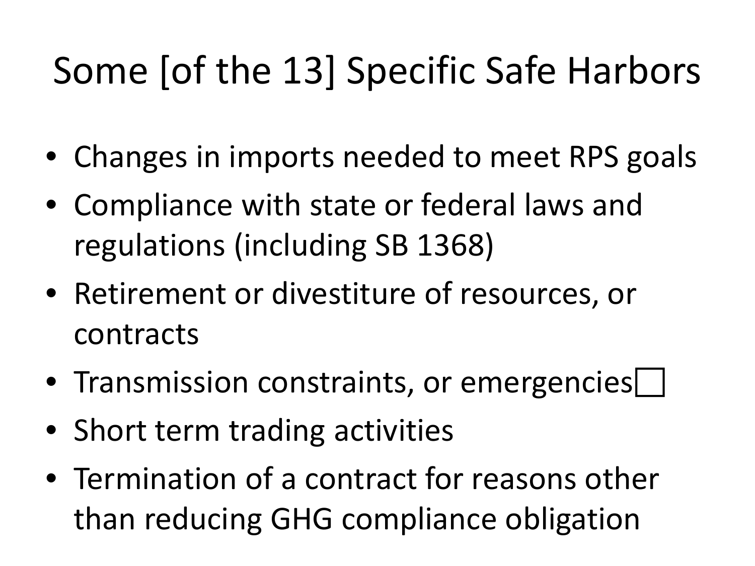# Some [of the 13] Specific Safe Harbors

- Changes in imports needed to meet RPS goals
- Compliance with state or federal laws and regulations (including SB 1368)
- Retirement or divestiture of resources, or contracts
- Transmission constraints, or emergencies
- Short term trading activities
- Termination of a contract for reasons other than reducing GHG compliance obligation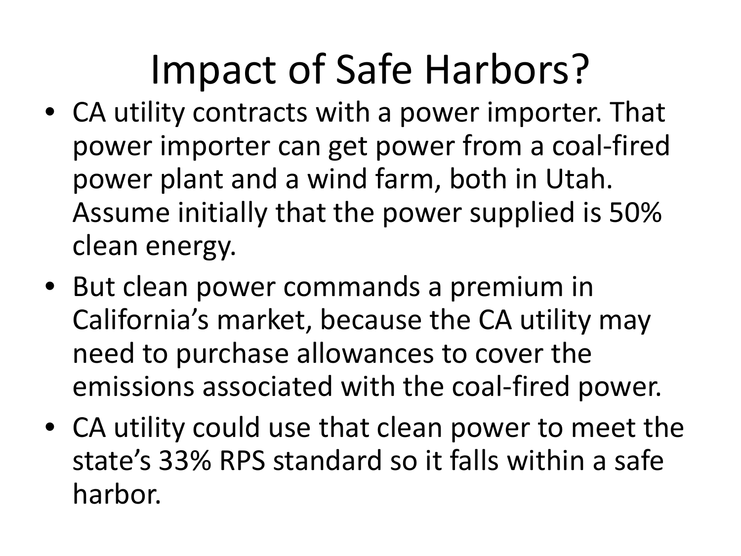# Impact of Safe Harbors?

- CA utility contracts with a power importer. That power importer can get power from a coal-fired power plant and a wind farm, both in Utah. Assume initially that the power supplied is 50% clean energy.
- But clean power commands a premium in California's market, because the CA utility may need to purchase allowances to cover the emissions associated with the coal-fired power.
- CA utility could use that clean power to meet the state's 33% RPS standard so it falls within a safe harbor.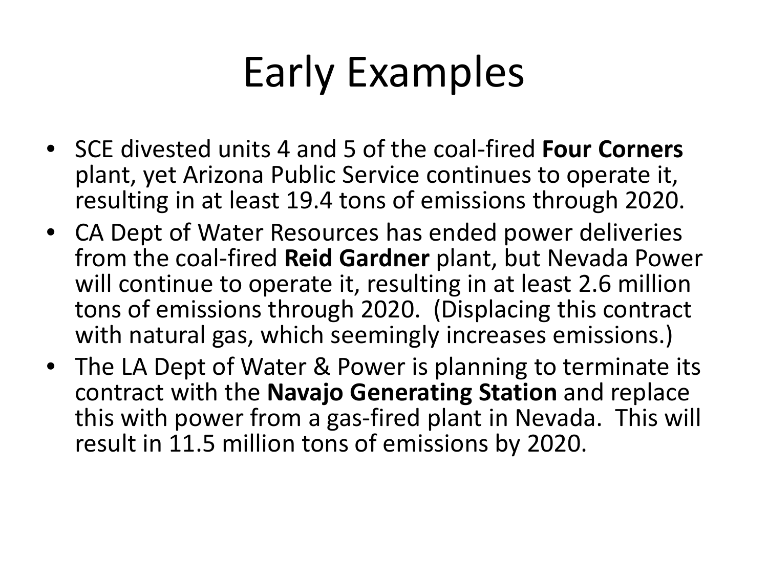# Early Examples

- SCE divested units 4 and 5 of the coal-fired **Four Corners** plant, yet Arizona Public Service continues to operate it, resulting in at least 19.4 tons of emissions through 2020.
- CA Dept of Water Resources has ended power deliveries from the coal-fired **Reid Gardner** plant, but Nevada Power will continue to operate it, resulting in at least 2.6 million tons of emissions through 2020. (Displacing this contract with natural gas, which seemingly increases emissions.)
- The LA Dept of Water & Power is planning to terminate its contract with the **Navajo Generating Station** and replace this with power from a gas-fired plant in Nevada. This will result in 11.5 million tons of emissions by 2020.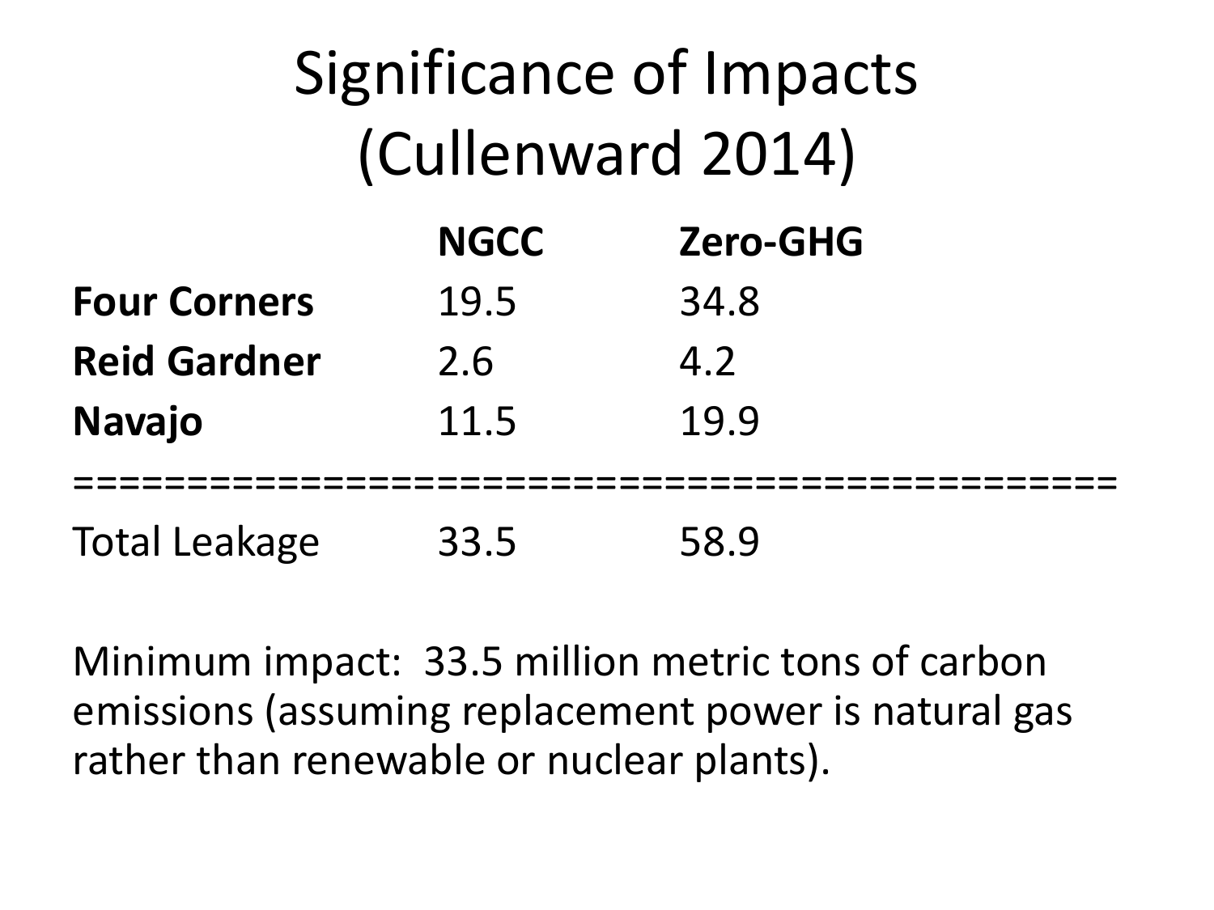# Significance of Impacts (Cullenward 2014)

| | NGCC | Zero-GHG |
|---|---|---|
| **Four Corners** | 19.5 | 34.8 |
| **Reid Gardner** | 2.6 | 4.2 |
| **Navajo** | 11.5 | 19.9 |
| Total Leakage | 33.5 | 58.9 |

Minimum impact: 33.5 million metric tons of carbon emissions (assuming replacement power is natural gas rather than renewable or nuclear plants).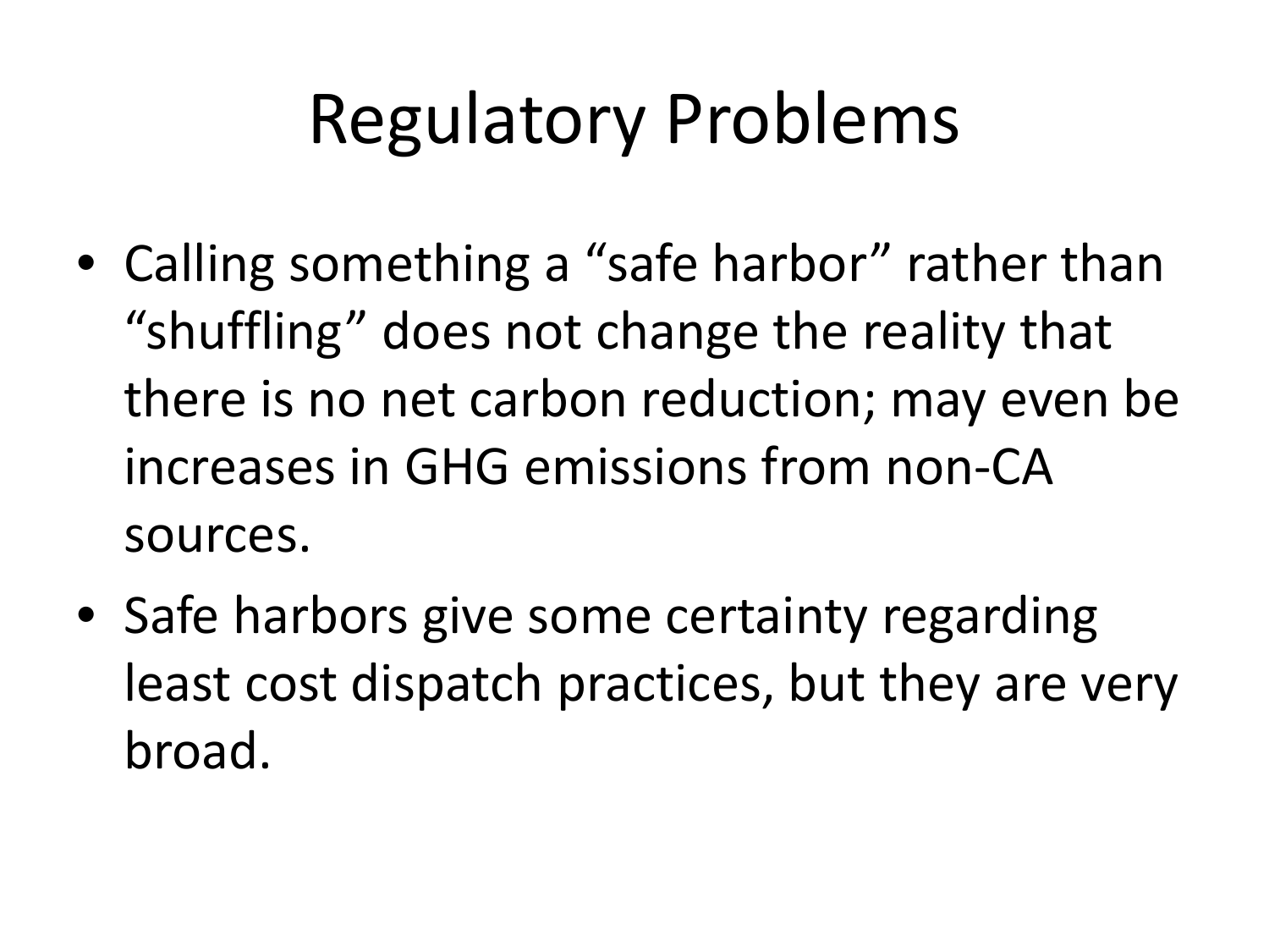# Regulatory Problems

- Calling something a “safe harbor” rather than “shuffling” does not change the reality that there is no net carbon reduction; may even be increases in GHG emissions from non-CA sources.
- Safe harbors give some certainty regarding least cost dispatch practices, but they are very broad.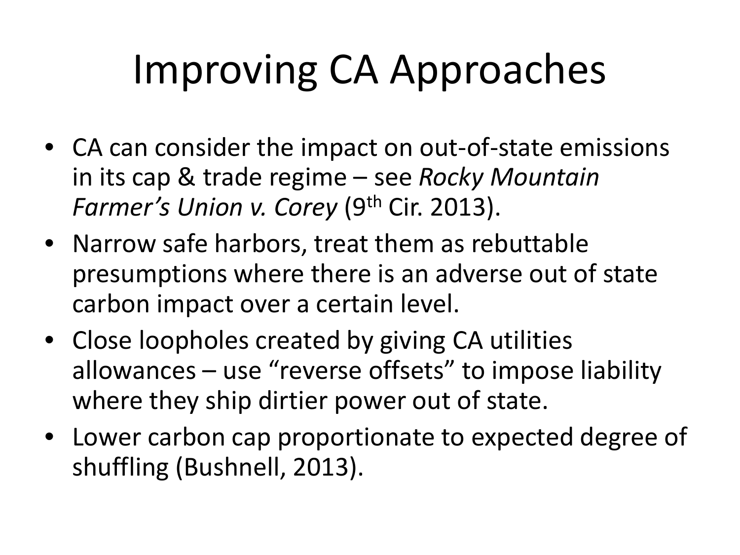# Improving CA Approaches

- CA can consider the impact on out-of-state emissions in its cap & trade regime – see *Rocky Mountain Farmer's Union v. Corey* (9th Cir. 2013).
- Narrow safe harbors, treat them as rebuttable presumptions where there is an adverse out of state carbon impact over a certain level.
- Close loopholes created by giving CA utilities allowances – use "reverse offsets" to impose liability where they ship dirtier power out of state.
- Lower carbon cap proportionate to expected degree of shuffling (Bushnell, 2013).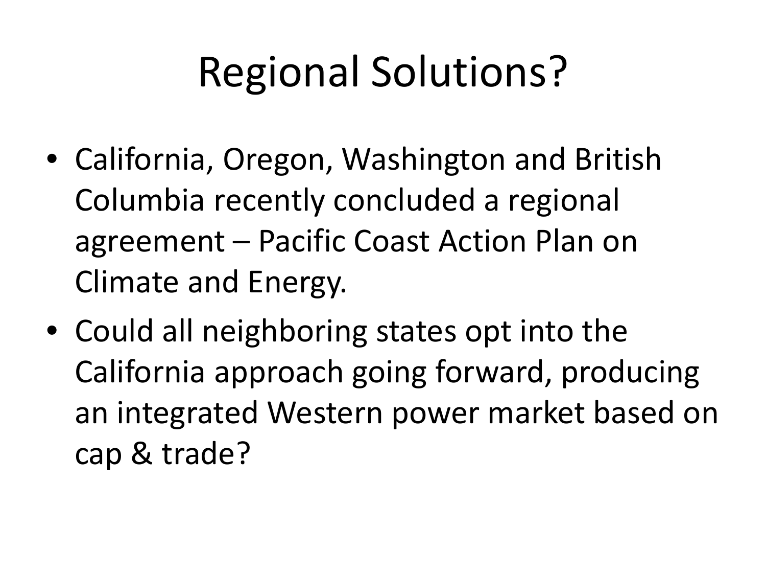# Regional Solutions?

- California, Oregon, Washington and British Columbia recently concluded a regional agreement – Pacific Coast Action Plan on Climate and Energy.
- Could all neighboring states opt into the California approach going forward, producing an integrated Western power market based on cap & trade?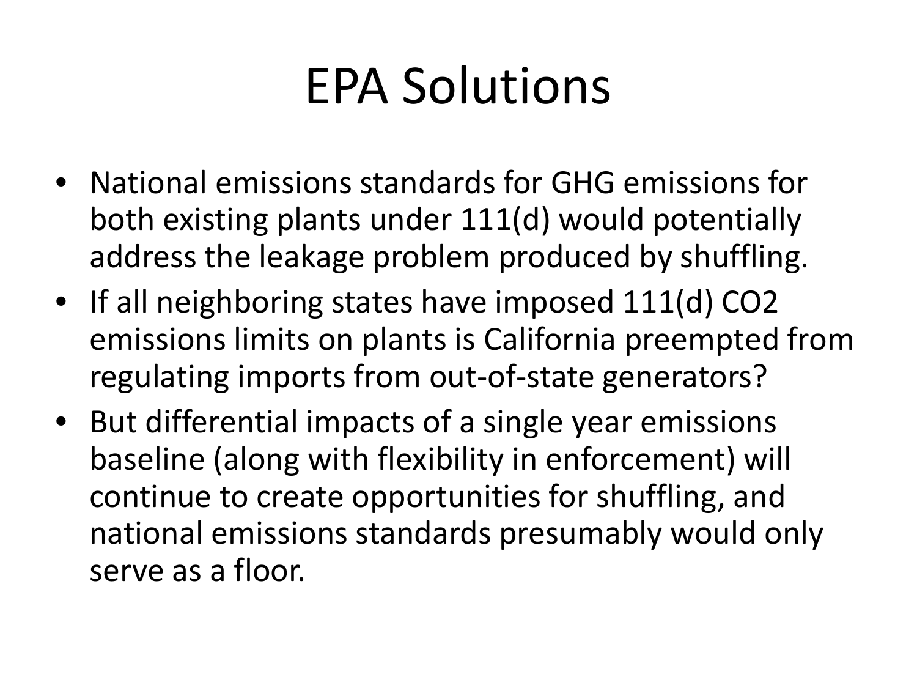# EPA Solutions

- National emissions standards for GHG emissions for both existing plants under 111(d) would potentially address the leakage problem produced by shuffling.
- If all neighboring states have imposed 111(d) $CO_2$ emissions limits on plants is California preempted from regulating imports from out-of-state generators?
- But differential impacts of a single year emissions baseline (along with flexibility in enforcement) will continue to create opportunities for shuffling, and national emissions standards presumably would only serve as a floor.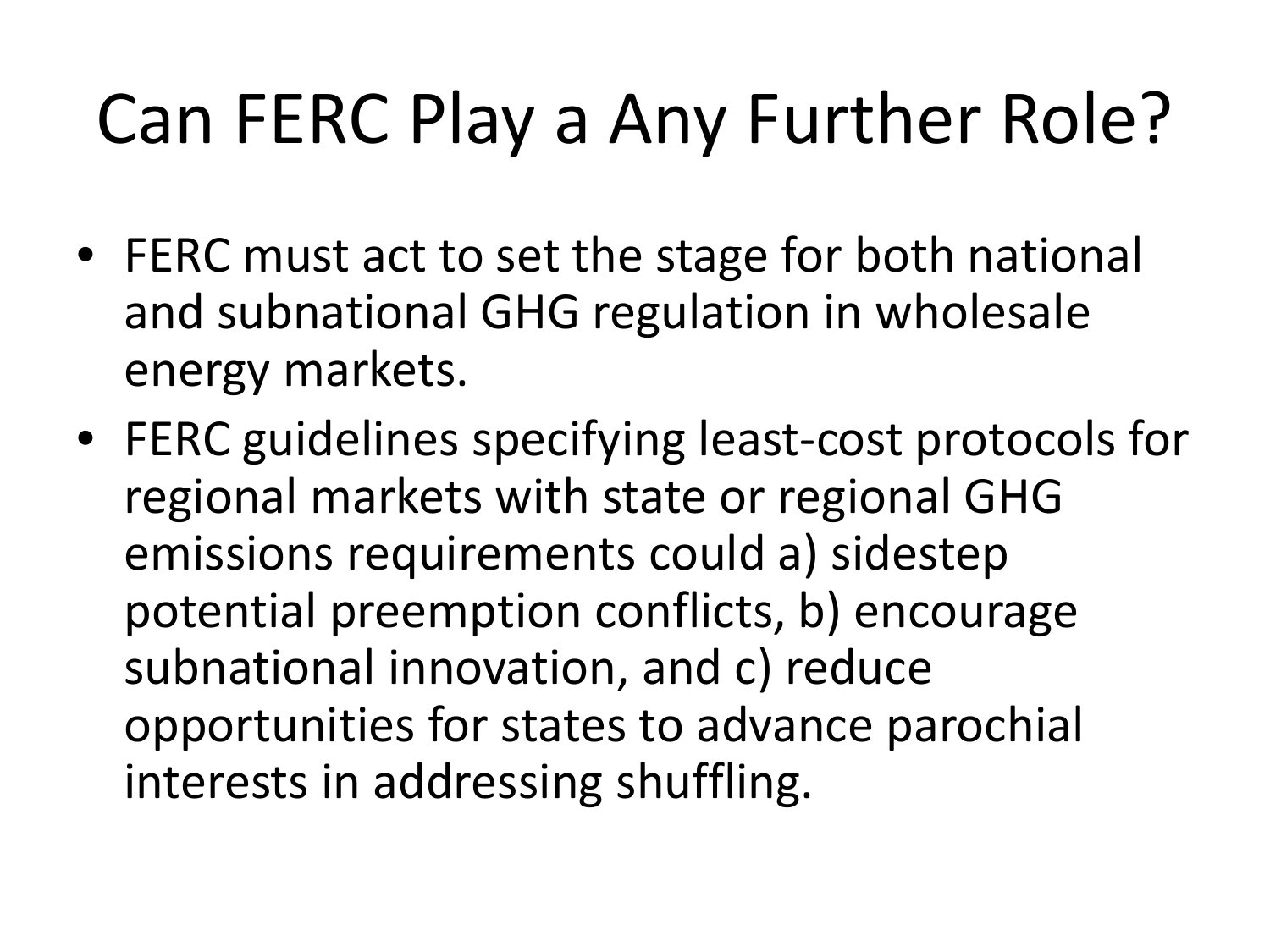# Can FERC Play a Any Further Role?

- FERC must act to set the stage for both national and subnational GHG regulation in wholesale energy markets.
- FERC guidelines specifying least-cost protocols for regional markets with state or regional GHG emissions requirements could a) sidestep potential preemption conflicts, b) encourage subnational innovation, and c) reduce opportunities for states to advance parochial interests in addressing shuffling.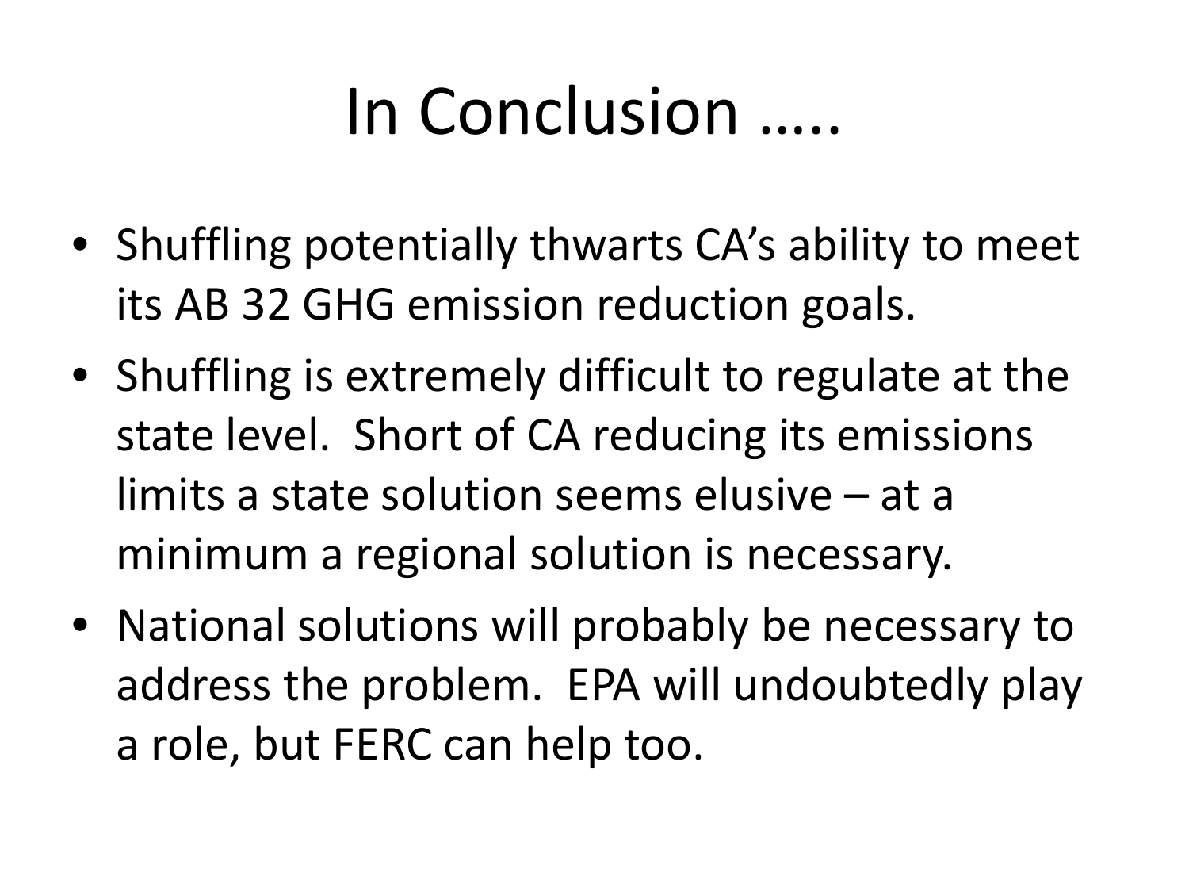# In Conclusion …..

- Shuffling potentially thwarts CA's ability to meet its AB 32 GHG emission reduction goals.
- Shuffling is extremely difficult to regulate at the state level. Short of CA reducing its emissions limits a state solution seems elusive – at a minimum a regional solution is necessary.
- National solutions will probably be necessary to address the problem. EPA will undoubtedly play a role, but FERC can help too.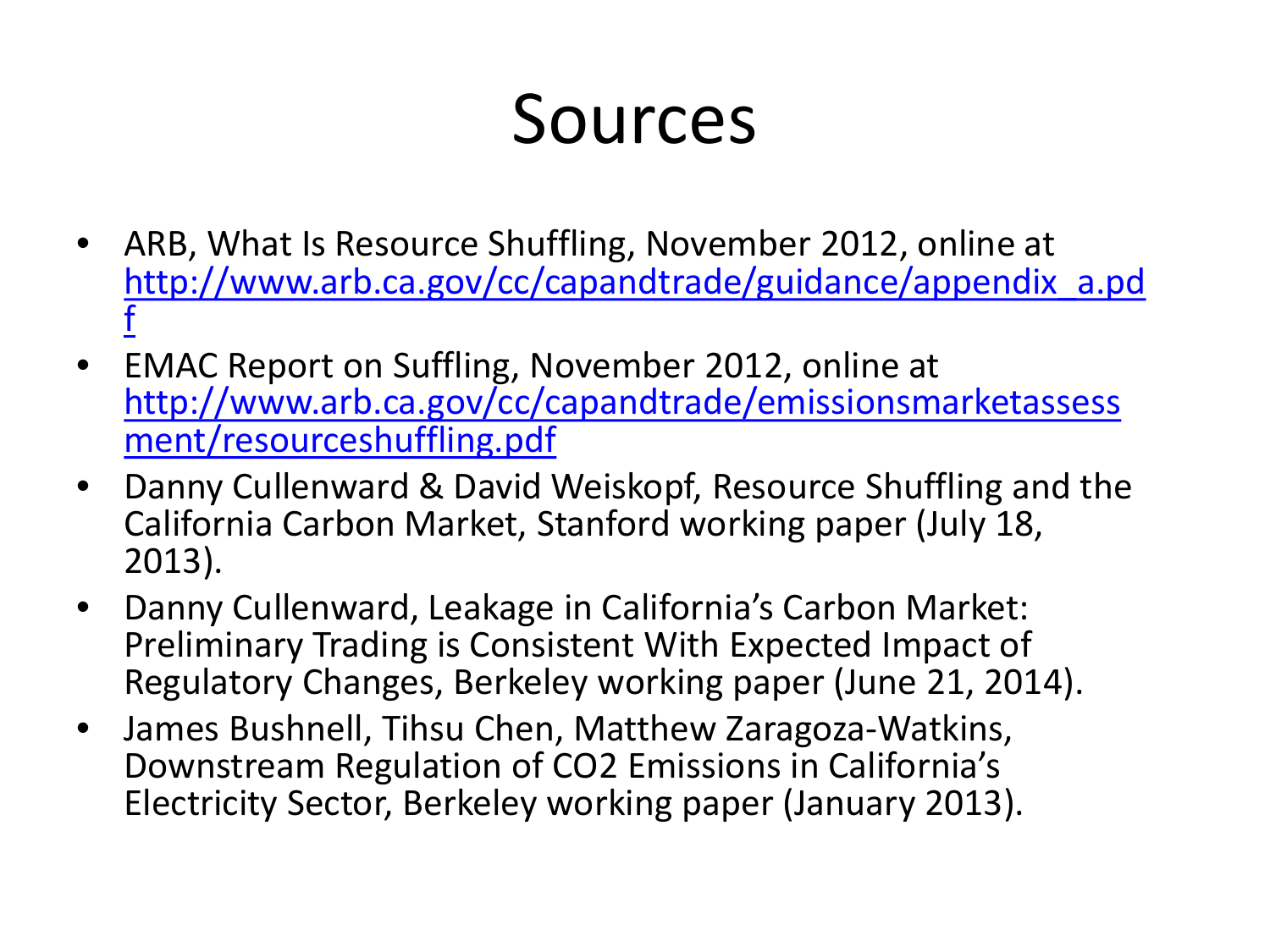# Sources

- ARB, What Is Resource Shuffling, November 2012, online at http://www.arb.ca.gov/cc/capandtrade/guidance/appendix_a.pdf
- EMAC Report on Suffling, November 2012, online at http://www.arb.ca.gov/cc/capandtrade/emissionsmarketassessment/resourceshuffling.pdf
- Danny Cullenward & David Weiskopf, Resource Shuffling and the California Carbon Market, Stanford working paper (July 18, 2013).
- Danny Cullenward, Leakage in California's Carbon Market: Preliminary Trading is Consistent With Expected Impact of Regulatory Changes, Berkeley working paper (June 21, 2014).
- James Bushnell, Tihsu Chen, Matthew Zaragoza-Watkins, Downstream Regulation of $CO_2$ Emissions in California's Electricity Sector, Berkeley working paper (January 2013).